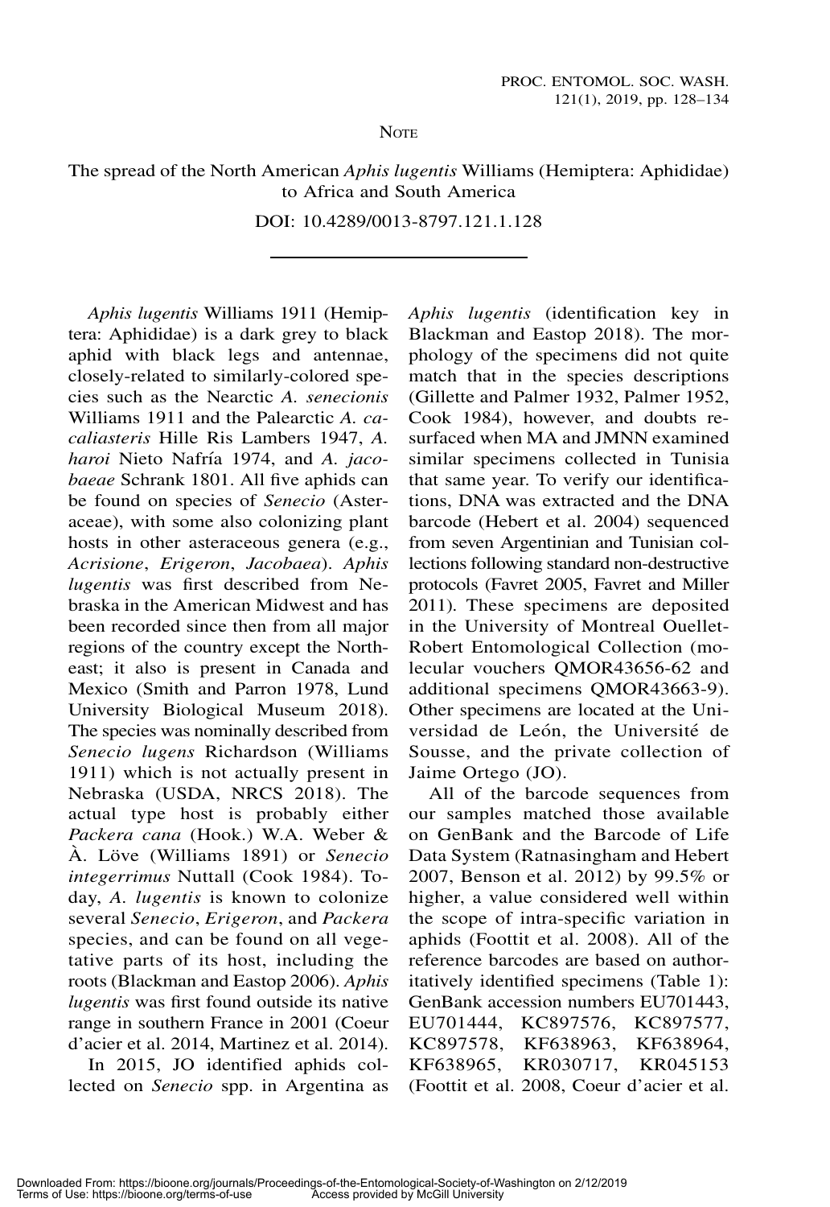NOTE

# The spread of the North American *Aphis lugentis* Williams (Hemiptera: Aphididae) to Africa and South America

DOI: 10.4289/0013-8797.121.1.128

---

*Aphis lugentis* Williams 1911 (Hemiptera: Aphididae) is a dark grey to black aphid with black legs and antennae, closely-related to similarly-colored species such as the Nearctic *A. senecionis* Williams 1911 and the Palearctic *A. cacaliasteris* Hille Ris Lambers 1947, *A. haroi* Nieto Nafría 1974, and *A. jacobaeae* Schrank 1801. All five aphids can be found on species of *Senecio* (Asteraceae), with some also colonizing plant hosts in other asteraceous genera (e.g., *Acrisione*, *Erigeron*, *Jacobaea*). *Aphis lugentis* was first described from Nebraska in the American Midwest and has been recorded since then from all major regions of the country except the Northeast; it also is present in Canada and Mexico (Smith and Parron 1978, Lund University Biological Museum 2018). The species was nominally described from *Senecio lugens* Richardson (Williams 1911) which is not actually present in Nebraska (USDA, NRCS 2018). The actual type host is probably either *Packera cana* (Hook.) W.A. Weber & À. Löve (Williams 1891) or *Senecio integerrimus* Nuttall (Cook 1984). Today, *A. lugentis* is known to colonize several *Senecio*, *Erigeron*, and *Packera* species, and can be found on all vegetative parts of its host, including the roots (Blackman and Eastop 2006). *Aphis lugentis* was first found outside its native range in southern France in 2001 (Coeur d'acier et al. 2014, Martinez et al. 2014).

In 2015, JO identified aphids collected on *Senecio* spp. in Argentina as *Aphis lugentis* (identification key in Blackman and Eastop 2018). The morphology of the specimens did not quite match that in the species descriptions (Gillette and Palmer 1932, Palmer 1952, Cook 1984), however, and doubts resurfaced when MA and JMNN examined similar specimens collected in Tunisia that same year. To verify our identifications, DNA was extracted and the DNA barcode (Hebert et al. 2004) sequenced from seven Argentinian and Tunisian collections following standard non-destructive protocols (Favret 2005, Favret and Miller 2011). These specimens are deposited in the University of Montreal Ouellet-Robert Entomological Collection (molecular vouchers QMOR43656-62 and additional specimens QMOR43663-9). Other specimens are located at the Universidad de León, the Université de Sousse, and the private collection of Jaime Ortego (JO).

All of the barcode sequences from our samples matched those available on GenBank and the Barcode of Life Data System (Ratnasingham and Hebert 2007, Benson et al. 2012) by 99.5% or higher, a value considered well within the scope of intra-specific variation in aphids (Foottit et al. 2008). All of the reference barcodes are based on authoritatively identified specimens (Table 1): GenBank accession numbers EU701443, EU701444, KC897576, KC897577, KC897578, KF638963, KF638964, KF638965, KR030717, KR045153 (Foottit et al. 2008, Coeur d'acier et al.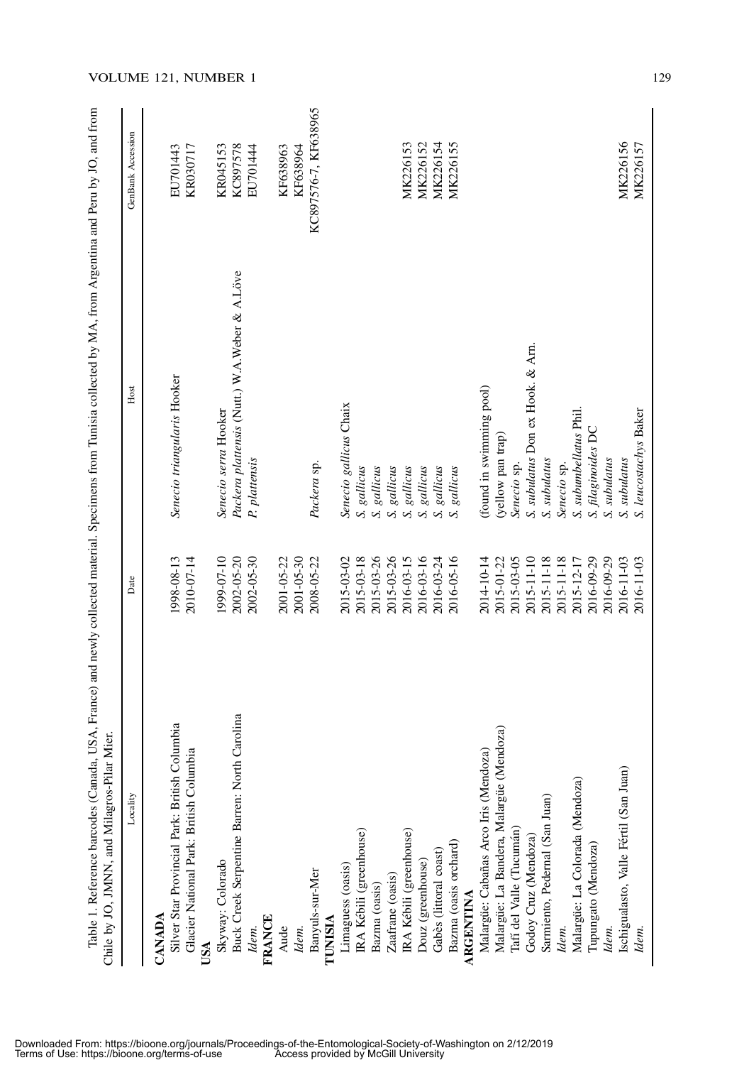Table 1. Reference barcodes (Canada, USA, France) and newly collected material. Specimens from Tunisia collected by MA, from Argentina and Peru by JO, and from Chile by JO, JMNN, and Milagros-Pilar Mier.

| Locality | Date | Host | GenBank Accession |
|---|---|---|---|
| **CANADA** | | | |
| Silver Star Provincial Park: British Columbia | 1998-08-13 | *Senecio triangularis* Hooker | EU701443 |
| Glacier National Park: British Columbia | 2010-07-14 | | KR030717 |
| **USA** | | | |
| Skyway: Colorado | 1999-07-10 | *Senecio serra* Hooker | KR045153 |
| Buck Creek Serpentine Barren: North Carolina | 2002-05-20 | *Packera plattensis* (Nutt.) W.A.Weber & A.Löve | KC897578 |
| *Idem.* | 2002-05-30 | *P. plattensis* | EU701444 |
| **FRANCE** | | | |
| Aude | 2001-05-22 | | KF638963 |
| *Idem.* | 2001-05-30 | | KF638964 |
| Banyuls-sur-Mer | 2008-05-22 | *Packera* sp. | KC897576-7, KF638965 |
| **TUNISIA** | | | |
| Limaguess (oasis) | 2015-03-02 | *Senecio gallicus* Chaix | |
| IRA Kébili (greenhouse) | 2015-03-18 | *S. gallicus* | |
| Bazma (oasis) | 2015-03-26 | *S. gallicus* | |
| Zaafrane (oasis) | 2015-03-26 | *S. gallicus* | |
| IRA Kébili (greenhouse) | 2016-03-15 | *S. gallicus* | MK226153 |
| Douz (greenhouse) | 2016-03-16 | *S. gallicus* | MK226152 |
| Gabès (littoral coast) | 2016-03-24 | *S. gallicus* | MK226154 |
| Bazma (oasis orchard) | 2016-05-16 | *S. gallicus* | MK226155 |
| **ARGENTINA** | | | |
| Malargüe: Cabañas Arco Iris (Mendoza) | 2014-10-14 | (found in swimming pool) | |
| Malargüe: La Bandera, Malargüe (Mendoza) | 2015-01-22 | (yellow pan trap) | |
| Tafí del Valle (Tucumán) | 2015-03-05 | *Senecio* sp. | |
| Godoy Cruz (Mendoza) | 2015-11-10 | *S. subulatus* Don ex Hook. & Arn. | |
| Sarmiento, Pedernal (San Juan) | 2015-11-18 | *S. subulatus* | |
| *Idem.* | 2015-11-18 | *Senecio* sp. | |
| Malargüe: La Colorada (Mendoza) | 2015-12-17 | *S. subumbellatus* Phil. | |
| Tupungato (Mendoza) | 2016-09-29 | *S. filaginoides* DC | |
| *Idem.* | 2016-09-29 | *S. subulatus* | |
| Ischigualasto, Valle Fértil (San Juan) | 2016-11-03 | *S. subulatus* | MK226156 |
| *Idem.* | 2016-11-03 | *S. leucostachys* Baker | MK226157 |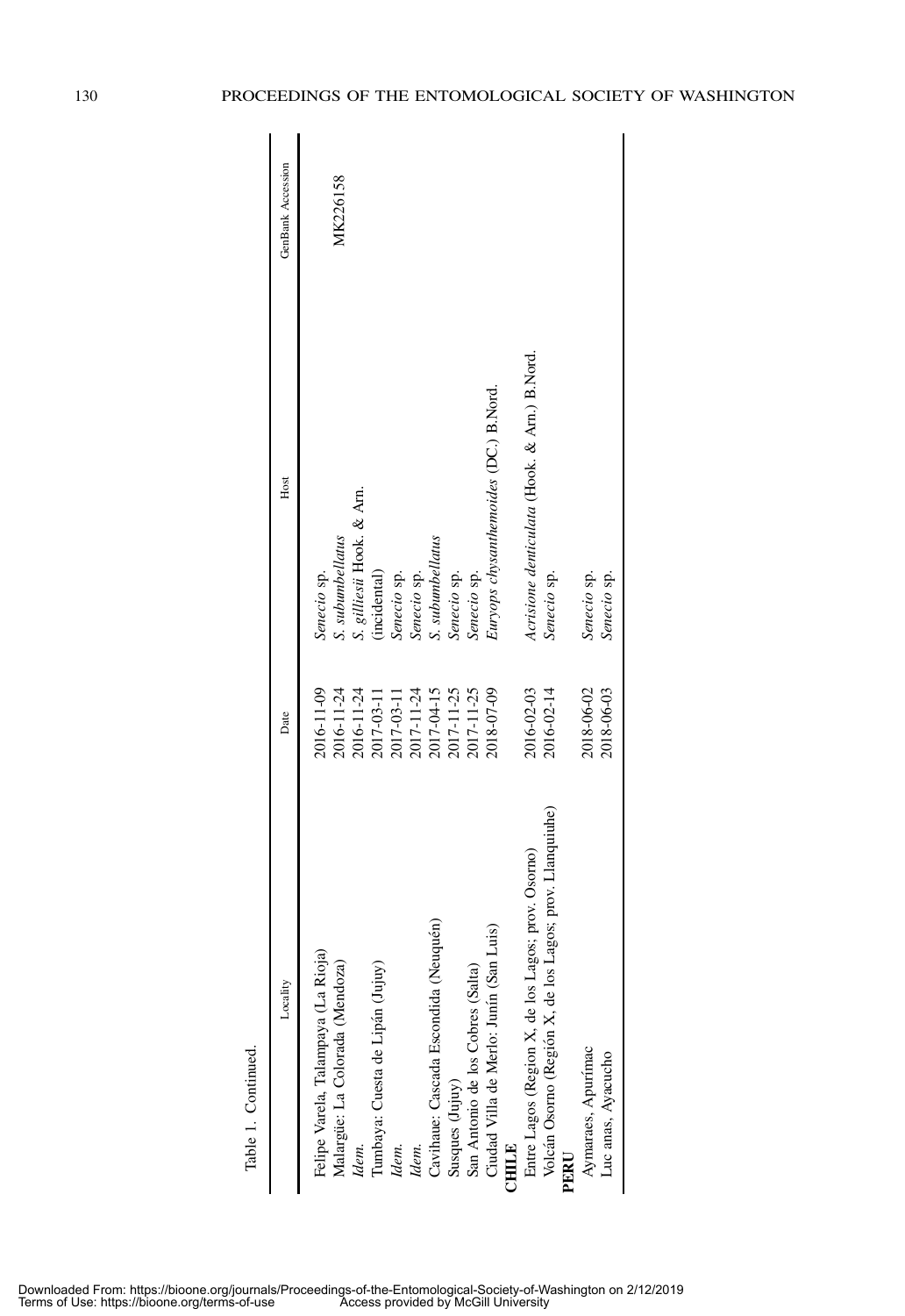Table 1. Continued.

| Locality | Date | Host | GenBank Accession |
|---|---|---|---|
| Felipe Varela, Talampaya (La Rioja) | 2016-11-09 | *Senecio* sp. | |
| Malargüe: La Colorada (Mendoza) | 2016-11-24 | *S. subumbellatus* | MK226158 |
| *Idem.* | 2016-11-24 | *S. gilliesii* Hook. & Arn. | |
| Tumbaya: Cuesta de Lipán (Jujuy) | 2017-03-11 | (incidental) | |
| *Idem.* | 2017-03-11 | *Senecio* sp. | |
| *Idem.* | 2017-11-24 | *Senecio* sp. | |
| Cavihaue: Cascada Escondida (Neuquén) | 2017-04-15 | *S. subumbellatus* | |
| Susques (Jujuy) | 2017-11-25 | *Senecio* sp. | |
| San Antonio de los Cobres (Salta) | 2017-11-25 | *Senecio* sp. | |
| Ciudad Villa de Merlo: Junín (San Luis) | 2018-07-09 | *Euryops chrysanthemoides* (DC.) B.Nord. | |
| **CHILE** | | | |
| Entre Lagos (Region X, de los Lagos; prov. Osorno) | 2016-02-03 | *Acrisione denticulata* (Hook. & Arn.) B.Nord. | |
| Volcán Osorno (Región X, de los Lagos; prov. Llanquiuhe) | 2016-02-14 | *Senecio* sp. | |
| **PERU** | | | |
| Aymaraes, Apurímac | 2018-06-02 | *Senecio* sp. | |
| Luc anas, Ayacucho | 2018-06-03 | *Senecio* sp. | |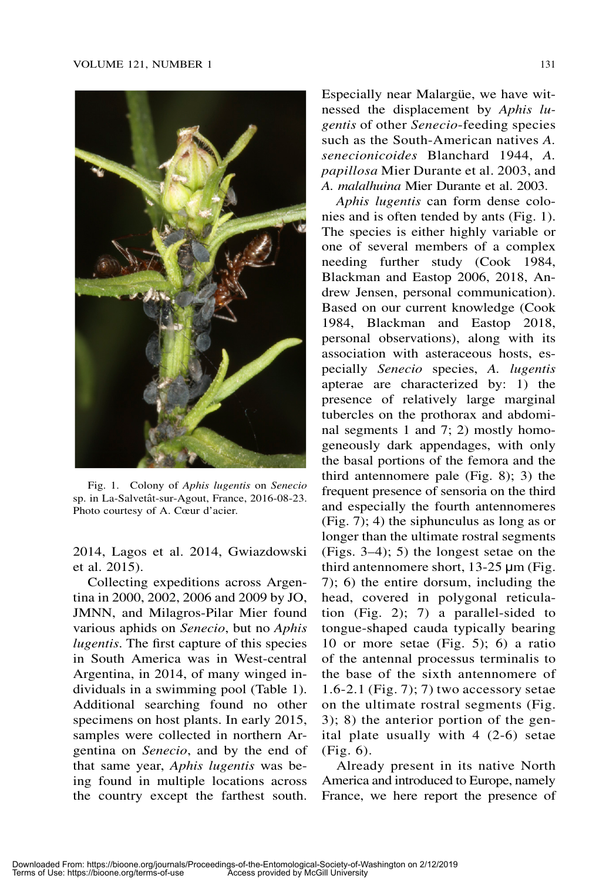Fig. 1. Colony of *Aphis lugentis* on *Senecio* sp. in La-Salvetât-sur-Agout, France, 2016-08-23. Photo courtesy of A. Cœur d'acier.

2014, Lagos et al. 2014, Gwiazdowski et al. 2015).

Collecting expeditions across Argentina in 2000, 2002, 2006 and 2009 by JO, JMNN, and Milagros-Pilar Mier found various aphids on *Senecio*, but no *Aphis lugentis*. The first capture of this species in South America was in West-central Argentina, in 2014, of many winged individuals in a swimming pool (Table 1). Additional searching found no other specimens on host plants. In early 2015, samples were collected in northern Argentina on *Senecio*, and by the end of that same year, *Aphis lugentis* was being found in multiple locations across the country except the farthest south. Especially near Malargüe, we have witnessed the displacement by *Aphis lugentis* of other *Senecio*-feeding species such as the South-American natives *A. senecionicoides* Blanchard 1944, *A. papillosa* Mier Durante et al. 2003, and *A. malalhuina* Mier Durante et al. 2003.

*Aphis lugentis* can form dense colonies and is often tended by ants (Fig. 1). The species is either highly variable or one of several members of a complex needing further study (Cook 1984, Blackman and Eastop 2006, 2018, Andrew Jensen, personal communication). Based on our current knowledge (Cook 1984, Blackman and Eastop 2018, personal observations), along with its association with asteraceous hosts, especially *Senecio* species, *A. lugentis* apterae are characterized by: 1) the presence of relatively large marginal tubercles on the prothorax and abdominal segments 1 and 7; 2) mostly homogeneously dark appendages, with only the basal portions of the femora and the third antennomere pale (Fig. 8); 3) the frequent presence of sensoria on the third and especially the fourth antennomeres (Fig. 7); 4) the siphunculus as long as or longer than the ultimate rostral segments (Figs. 3–4); 5) the longest setae on the third antennomere short, 13-25 μm (Fig. 7); 6) the entire dorsum, including the head, covered in polygonal reticulation (Fig. 2); 7) a parallel-sided to tongue-shaped cauda typically bearing 10 or more setae (Fig. 5); 6) a ratio of the antennal processus terminalis to the base of the sixth antennomere of 1.6-2.1 (Fig. 7); 7) two accessory setae on the ultimate rostral segments (Fig. 3); 8) the anterior portion of the genital plate usually with 4 (2-6) setae (Fig. 6).

Already present in its native North America and introduced to Europe, namely France, we here report the presence of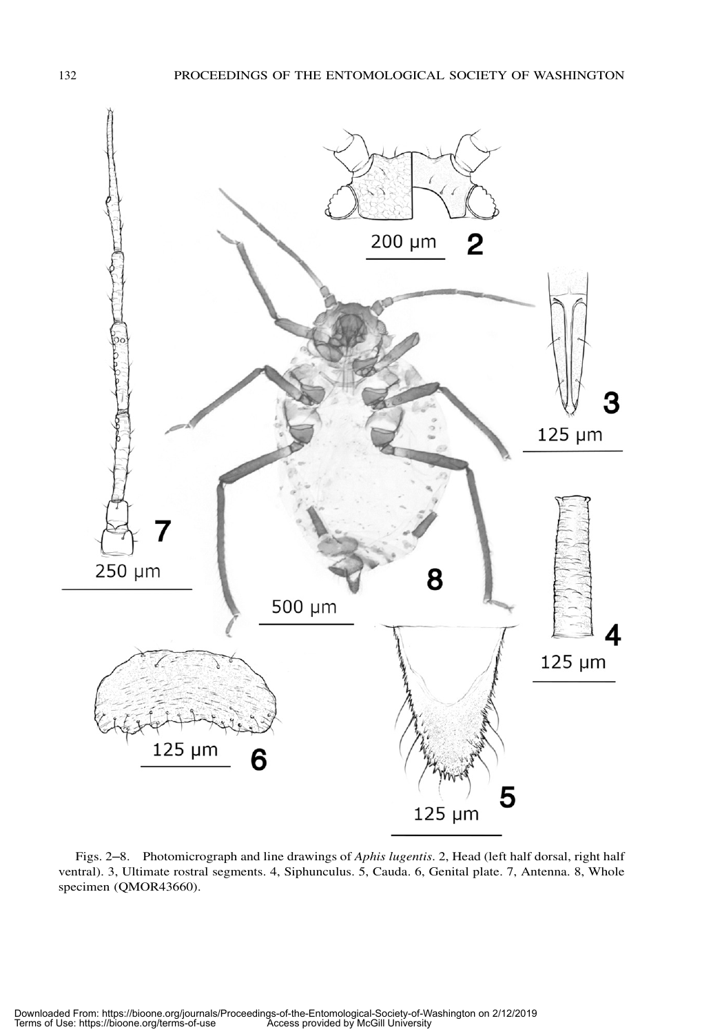Figs. 2–8. Photomicrograph and line drawings of *Aphis lugentis*. 2, Head (left half dorsal, right half ventral). 3, Ultimate rostral segments. 4, Siphunculus. 5, Cauda. 6, Genital plate. 7, Antenna. 8, Whole specimen (QMOR43660).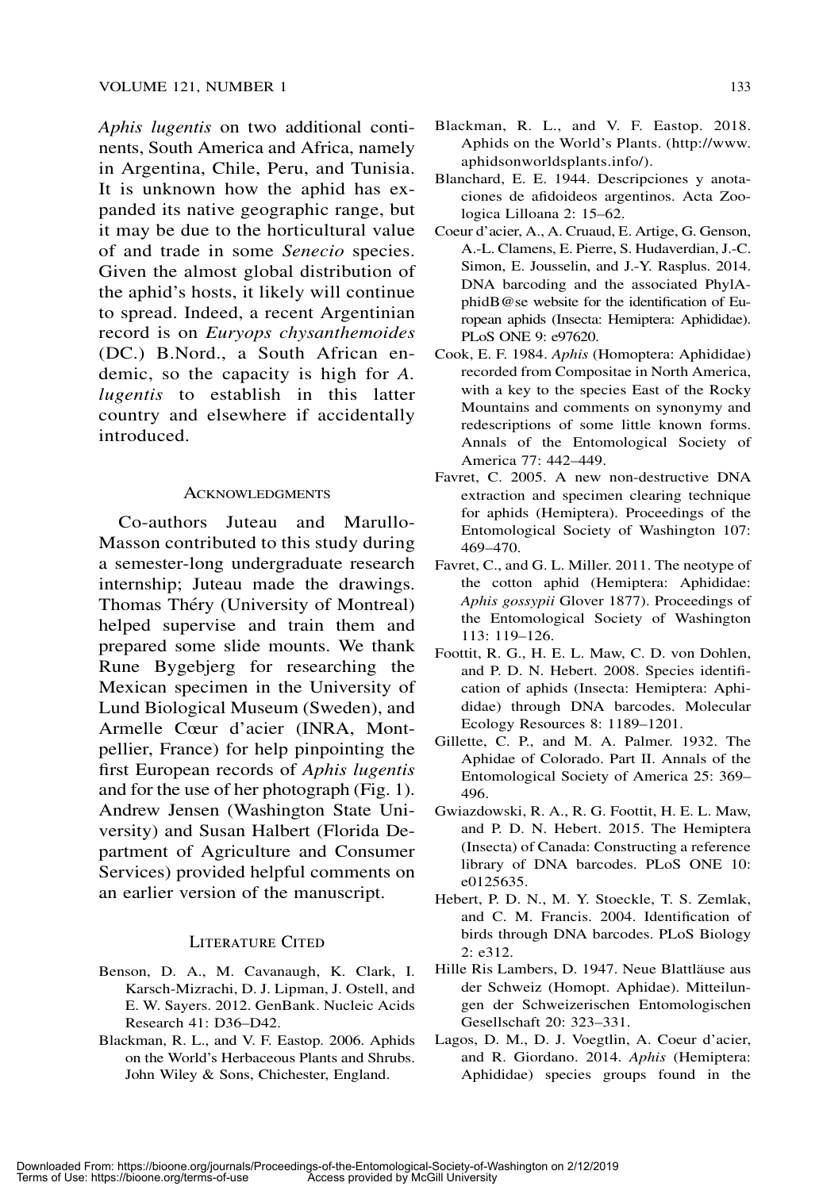*Aphis lugentis* on two additional continents, South America and Africa, namely in Argentina, Chile, Peru, and Tunisia. It is unknown how the aphid has expanded its native geographic range, but it may be due to the horticultural value of and trade in some *Senecio* species. Given the almost global distribution of the aphid's hosts, it likely will continue to spread. Indeed, a recent Argentinian record is on *Euryops chysanthemoides* (DC.) B.Nord., a South African endemic, so the capacity is high for *A. lugentis* to establish in this latter country and elsewhere if accidentally introduced.

## Acknowledgments

Co-authors Juteau and Marullo-Masson contributed to this study during a semester-long undergraduate research internship; Juteau made the drawings. Thomas Théry (University of Montreal) helped supervise and train them and prepared some slide mounts. We thank Rune Bygebjerg for researching the Mexican specimen in the University of Lund Biological Museum (Sweden), and Armelle Cœur d'acier (INRA, Montpellier, France) for help pinpointing the first European records of *Aphis lugentis* and for the use of her photograph (Fig. 1). Andrew Jensen (Washington State University) and Susan Halbert (Florida Department of Agriculture and Consumer Services) provided helpful comments on an earlier version of the manuscript.

## Literature Cited

Benson, D. A., M. Cavanaugh, K. Clark, I. Karsch-Mizrachi, D. J. Lipman, J. Ostell, and E. W. Sayers. 2012. GenBank. Nucleic Acids Research 41: D36–D42.

Blackman, R. L., and V. F. Eastop. 2006. Aphids on the World's Herbaceous Plants and Shrubs. John Wiley & Sons, Chichester, England.

Blackman, R. L., and V. F. Eastop. 2018. Aphids on the World's Plants. (http://www.aphidsonworldsplants.info/).

Blanchard, E. E. 1944. Descripciones y anotaciones de afidoideos argentinos. Acta Zoologica Lilloana 2: 15–62.

Coeur d'acier, A., A. Cruaud, E. Artige, G. Genson, A.-L. Clamens, E. Pierre, S. Hudaverdian, J.-C. Simon, E. Jousselin, and J.-Y. Rasplus. 2014. DNA barcoding and the associated PhylAphidB@se website for the identification of European aphids (Insecta: Hemiptera: Aphididae). PLoS ONE 9: e97620.

Cook, E. F. 1984. *Aphis* (Homoptera: Aphididae) recorded from Compositae in North America, with a key to the species East of the Rocky Mountains and comments on synonymy and redescriptions of some little known forms. Annals of the Entomological Society of America 77: 442–449.

Favret, C. 2005. A new non-destructive DNA extraction and specimen clearing technique for aphids (Hemiptera). Proceedings of the Entomological Society of Washington 107: 469–470.

Favret, C., and G. L. Miller. 2011. The neotype of the cotton aphid (Hemiptera: Aphididae: *Aphis gossypii* Glover 1877). Proceedings of the Entomological Society of Washington 113: 119–126.

Foottit, R. G., H. E. L. Maw, C. D. von Dohlen, and P. D. N. Hebert. 2008. Species identification of aphids (Insecta: Hemiptera: Aphididae) through DNA barcodes. Molecular Ecology Resources 8: 1189–1201.

Gillette, C. P., and M. A. Palmer. 1932. The Aphidae of Colorado. Part II. Annals of the Entomological Society of America 25: 369–496.

Gwiazdowski, R. A., R. G. Foottit, H. E. L. Maw, and P. D. N. Hebert. 2015. The Hemiptera (Insecta) of Canada: Constructing a reference library of DNA barcodes. PLoS ONE 10: e0125635.

Hebert, P. D. N., M. Y. Stoeckle, T. S. Zemlak, and C. M. Francis. 2004. Identification of birds through DNA barcodes. PLoS Biology 2: e312.

Hille Ris Lambers, D. 1947. Neue Blattläuse aus der Schweiz (Homopt. Aphidae). Mitteilungen der Schweizerischen Entomologischen Gesellschaft 20: 323–331.

Lagos, D. M., D. J. Voegtlin, A. Coeur d'acier, and R. Giordano. 2014. *Aphis* (Hemiptera: Aphididae) species groups found in the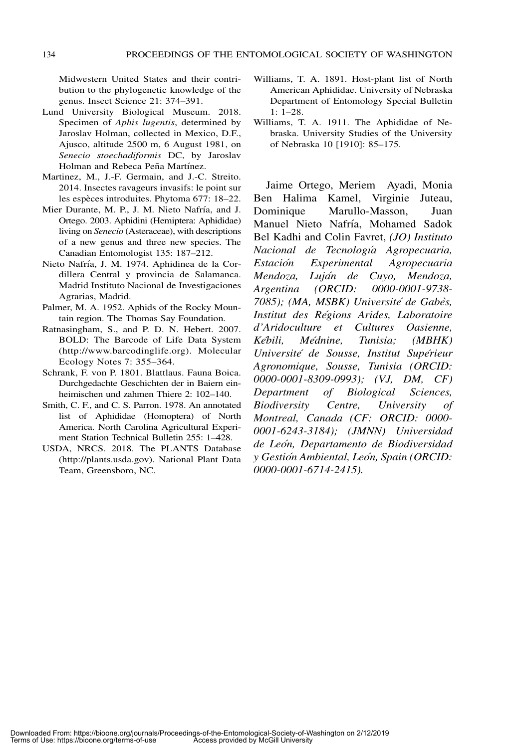Midwestern United States and their contribution to the phylogenetic knowledge of the genus. Insect Science 21: 374–391.

Lund University Biological Museum. 2018. Specimen of *Aphis lugentis*, determined by Jaroslav Holman, collected in Mexico, D.F., Ajusco, altitude 2500 m, 6 August 1981, on *Senecio stoechadiformis* DC, by Jaroslav Holman and Rebeca Peña Martínez.

Martinez, M., J.-F. Germain, and J.-C. Streito. 2014. Insectes ravageurs invasifs: le point sur les espèces introduites. Phytoma 677: 18–22.

Mier Durante, M. P., J. M. Nieto Nafría, and J. Ortego. 2003. Aphidini (Hemiptera: Aphididae) living on *Senecio* (Asteraceae), with descriptions of a new genus and three new species. The Canadian Entomologist 135: 187–212.

Nieto Nafría, J. M. 1974. Aphidinea de la Cordillera Central y provincia de Salamanca. Madrid Instituto Nacional de Investigaciones Agrarias, Madrid.

Palmer, M. A. 1952. Aphids of the Rocky Mountain region. The Thomas Say Foundation.

Ratnasingham, S., and P. D. N. Hebert. 2007. BOLD: The Barcode of Life Data System (http://www.barcodinglife.org). Molecular Ecology Notes 7: 355–364.

Schrank, F. von P. 1801. Blattlaus. Fauna Boica. Durchgedachte Geschichten der in Baiern einheimischen und zahmen Thiere 2: 102–140.

Smith, C. F., and C. S. Parron. 1978. An annotated list of Aphididae (Homoptera) of North America. North Carolina Agricultural Experiment Station Technical Bulletin 255: 1–428.

USDA, NRCS. 2018. The PLANTS Database (http://plants.usda.gov). National Plant Data Team, Greensboro, NC.

Williams, T. A. 1891. Host-plant list of North American Aphididae. University of Nebraska Department of Entomology Special Bulletin 1: 1–28.

Williams, T. A. 1911. The Aphididae of Nebraska. University Studies of the University of Nebraska 10 [1910]: 85–175.

Jaime Ortego, Meriem Ayadi, Monia Ben Halima Kamel, Virginie Juteau, Dominique Marullo-Masson, Juan Manuel Nieto Nafría, Mohamed Sadok Bel Kadhi and Colin Favret, *(JO) Instituto Nacional de Tecnología Agropecuaria, Estación Experimental Agropecuaria Mendoza, Luján de Cuyo, Mendoza, Argentina (ORCID: 0000-0001-9738-7085); (MA, MSBK) Université de Gabès, Institut des Régions Arides, Laboratoire d'Aridoculture et Cultures Oasienne, Kébili, Médnine, Tunisia; (MBHK) Université de Sousse, Institut Supérieur Agronomique, Sousse, Tunisia (ORCID: 0000-0001-8309-0993); (VJ, DM, CF) Department of Biological Sciences, Biodiversity Centre, University of Montreal, Canada (CF: ORCID: 0000-0001-6243-3184); (JMNN) Universidad de León, Departamento de Biodiversidad y Gestión Ambiental, León, Spain (ORCID: 0000-0001-6714-2415).*